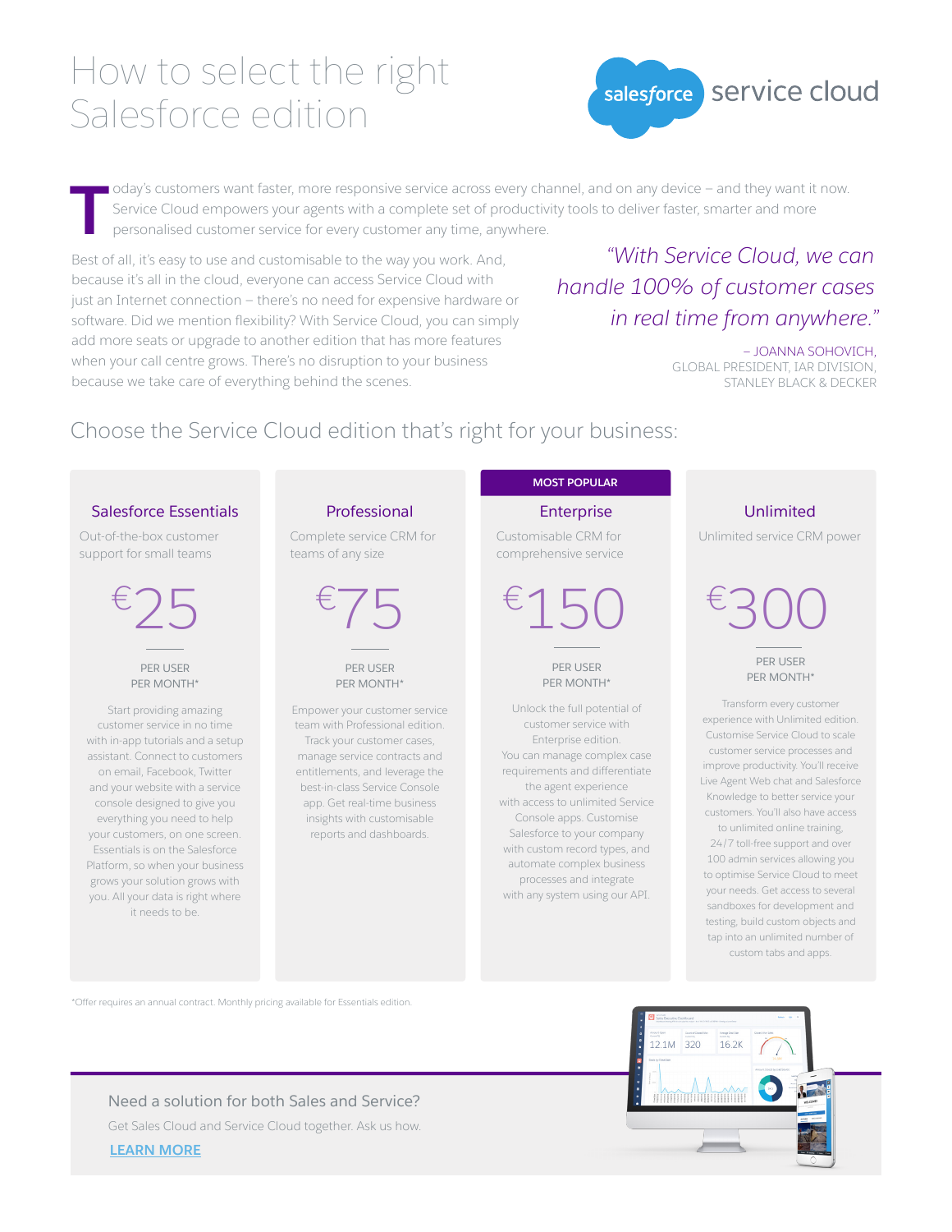# How to select the right Salesforce edition

salesforce service cloud

Today's customers want faster, more responsive service across every channel, and on any device – and they want it now. Service Cloud empowers your agents with a complete set of productivity tools to deliver faster, smarter and more personalised customer service for every customer any time, anywhere.

Best of all, it's easy to use and customisable to the way you work. And, because it's all in the cloud, everyone can access Service Cloud with just an Internet connection – there's no need for expensive hardware or software. Did we mention flexibility? With Service Cloud, you can simply add more seats or upgrade to another edition that has more features when your call centre grows. There's no disruption to your business because we take care of everything behind the scenes.

> *"With Service Cloud, we can handle 100% of customer cases in real time from anywhere."*
>
> – JOANNA SOHOVICH, GLOBAL PRESIDENT, IAR DIVISION, STANLEY BLACK & DECKER

## Choose the Service Cloud edition that's right for your business:

### Salesforce Essentials

Out-of-the-box customer support for small teams

**€25**

PER USER PER MONTH*

Start providing amazing customer service in no time with in-app tutorials and a setup assistant. Connect to customers on email, Facebook, Twitter and your website with a service console designed to give you everything you need to help your customers, on one screen. Essentials is on the Salesforce Platform, so when your business grows your solution grows with you. All your data is right where it needs to be.

### Professional

Complete service CRM for teams of any size

**€75**

PER USER PER MONTH*

Empower your customer service team with Professional edition. Track your customer cases, manage service contracts and entitlements, and leverage the best-in-class Service Console app. Get real-time business insights with customisable reports and dashboards.

### Enterprise

MOST POPULAR

Customisable CRM for comprehensive service

**€150**

PER USER PER MONTH*

Unlock the full potential of customer service with Enterprise edition. You can manage complex case requirements and differentiate the agent experience with access to unlimited Service Console apps. Customise Salesforce to your company with custom record types, and automate complex business processes and integrate with any system using our API.

### Unlimited

Unlimited service CRM power

**€300**

PER USER PER MONTH*

Transform every customer experience with Unlimited edition. Customise Service Cloud to scale customer service processes and improve productivity. You'll receive Live Agent Web chat and Salesforce Knowledge to better service your customers. You'll also have access to unlimited online training, 24/7 toll-free support and over 100 admin services allowing you to optimise Service Cloud to meet your needs. Get access to several sandboxes for development and testing, build custom objects and tap into an unlimited number of custom tabs and apps.

*Offer requires an annual contract. Monthly pricing available for Essentials edition.

Need a solution for both Sales and Service?

Get Sales Cloud and Service Cloud together. Ask us how.

LEARN MORE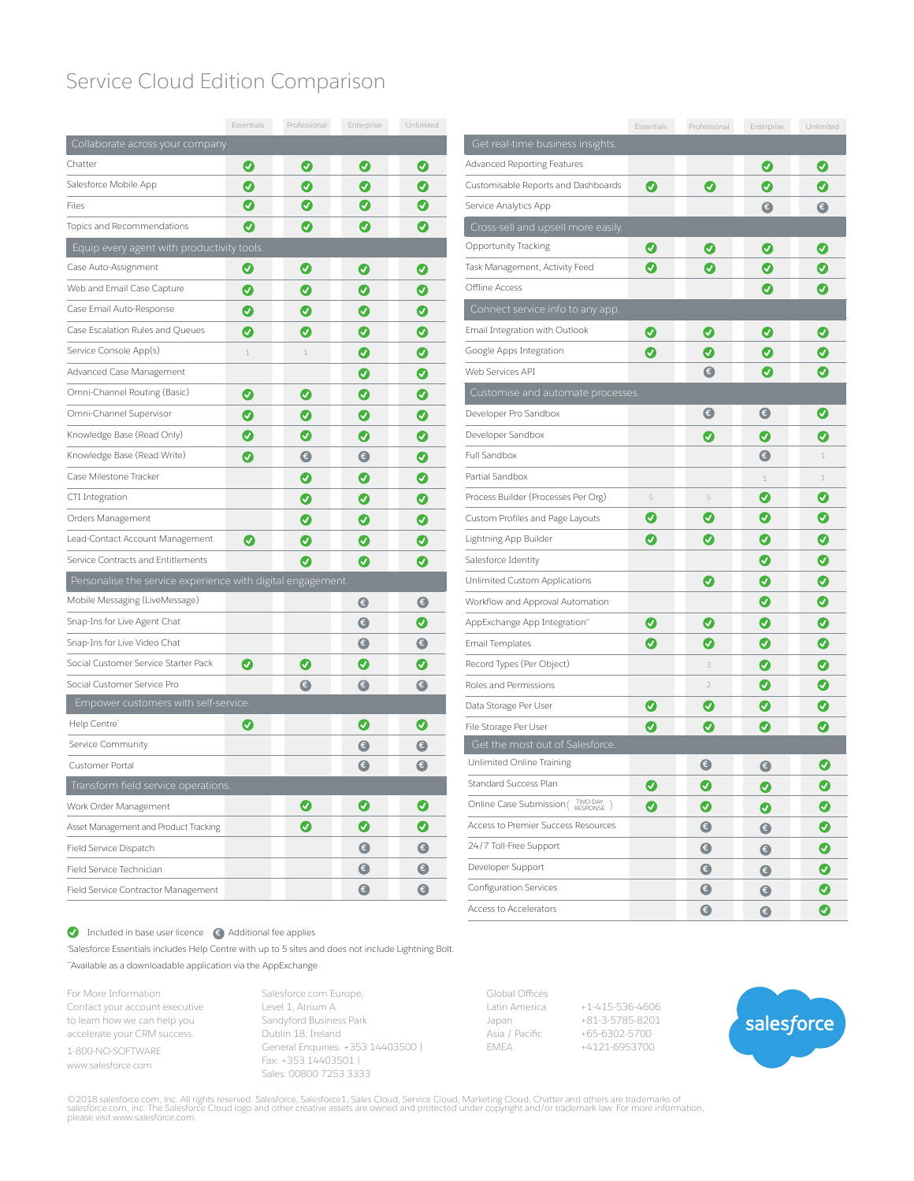# Service Cloud Edition Comparison

| | Essentials | Professional | Enterprise | Unlimited |
|---|---|---|---|---|
| **Collaborate across your company** | | | | |
| Chatter | ✓ | ✓ | ✓ | ✓ |
| Salesforce Mobile App | ✓ | ✓ | ✓ | ✓ |
| Files | ✓ | ✓ | ✓ | ✓ |
| Topics and Recommendations | ✓ | ✓ | ✓ | ✓ |
| **Equip every agent with productivity tools.** | | | | |
| Case Auto-Assignment | ✓ | ✓ | ✓ | ✓ |
| Web and Email Case Capture | ✓ | ✓ | ✓ | ✓ |
| Case Email Auto-Response | ✓ | ✓ | ✓ | ✓ |
| Case Escalation Rules and Queues | ✓ | ✓ | ✓ | ✓ |
| Service Console App(s) | 1 | 1 | ✓ | ✓ |
| Advanced Case Management | | | ✓ | ✓ |
| Omni-Channel Routing (Basic) | ✓ | ✓ | ✓ | ✓ |
| Omni-Channel Supervisor | ✓ | ✓ | ✓ | ✓ |
| Knowledge Base (Read Only) | ✓ | ✓ | ✓ | ✓ |
| Knowledge Base (Read Write) | ✓ | € | € | ✓ |
| Case Milestone Tracker | | ✓ | ✓ | ✓ |
| CTI Integration | | ✓ | ✓ | ✓ |
| Orders Management | | ✓ | ✓ | ✓ |
| Lead-Contact Account Management | ✓ | ✓ | ✓ | ✓ |
| Service Contracts and Entitlements | | ✓ | ✓ | ✓ |
| **Personalise the service experience with digital engagement.** | | | | |
| Mobile Messaging (LiveMessage) | | | € | € |
| Snap-Ins for Live Agent Chat | | | € | ✓ |
| Snap-Ins for Live Video Chat | | | € | € |
| Social Customer Service Starter Pack | ✓ | ✓ | ✓ | ✓ |
| Social Customer Service Pro | | € | € | € |
| **Empower customers with self-service.** | | | | |
| Help Centre* | ✓ | | ✓ | ✓ |
| Service Community | | | € | € |
| Customer Portal | | | € | € |
| **Transform field service operations.** | | | | |
| Work Order Management | | ✓ | ✓ | ✓ |
| Asset Management and Product Tracking | | ✓ | ✓ | ✓ |
| Field Service Dispatch | | | € | € |
| Field Service Technician | | | € | € |
| Field Service Contractor Management | | | € | € |

| | Essentials | Professional | Enterprise | Unlimited |
|---|---|---|---|---|
| **Get real-time business insights.** | | | | |
| Advanced Reporting Features | | | ✓ | ✓ |
| Customisable Reports and Dashboards | ✓ | ✓ | ✓ | ✓ |
| Service Analytics App | | | € | € |
| **Cross-sell and upsell more easily.** | | | | |
| Opportunity Tracking | ✓ | ✓ | ✓ | ✓ |
| Task Management, Activity Feed | ✓ | ✓ | ✓ | ✓ |
| Offline Access | | | ✓ | ✓ |
| **Connect service info to any app.** | | | | |
| Email Integration with Outlook | ✓ | ✓ | ✓ | ✓ |
| Google Apps Integration | ✓ | ✓ | ✓ | ✓ |
| Web Services API | | € | ✓ | ✓ |
| **Customise and automate processes.** | | | | |
| Developer Pro Sandbox | | € | € | ✓ |
| Developer Sandbox | | ✓ | ✓ | ✓ |
| Full Sandbox | | | € | 1 |
| Partial Sandbox | | | 1 | 1 |
| Process Builder (Processes Per Org) | 5 | 5 | ✓ | ✓ |
| Custom Profiles and Page Layouts | ✓ | ✓ | ✓ | ✓ |
| Lightning App Builder | ✓ | ✓ | ✓ | ✓ |
| Salesforce Identity | | | ✓ | ✓ |
| Unlimited Custom Applications | | ✓ | ✓ | ✓ |
| Workflow and Approval Automation | | | ✓ | ✓ |
| AppExchange App Integration** | ✓ | ✓ | ✓ | ✓ |
| Email Templates | ✓ | ✓ | ✓ | ✓ |
| Record Types (Per Object) | | 3 | ✓ | ✓ |
| Roles and Permissions | | 2 | ✓ | ✓ |
| Data Storage Per User | ✓ | ✓ | ✓ | ✓ |
| File Storage Per User | ✓ | ✓ | ✓ | ✓ |
| **Get the most out of Salesforce.** | | | | |
| Unlimited Online Training | | € | € | ✓ |
| Standard Success Plan | ✓ | ✓ | ✓ | ✓ |
| Online Case Submission (TWO-DAY RESPONSE) | ✓ | ✓ | ✓ | ✓ |
| Access to Premier Success Resources | | € | € | ✓ |
| 24/7 Toll-Free Support | | € | € | ✓ |
| Developer Support | | € | € | ✓ |
| Configuration Services | | € | € | ✓ |
| Access to Accelerators | | € | € | ✓ |

✓ Included in base user licence € Additional fee applies

*Salesforce Essentials includes Help Centre with up to 5 sites and does not include Lightning Bolt.

**Available as a downloadable application via the AppExchange

For More Information
Contact your account executive to learn how we can help you accelerate your CRM success.

1-800-NO-SOFTWARE
www.salesforce.com

Salesforce.com Europe,
Level 1, Atrium A
Sandyford Business Park
Dublin 18, Ireland
General Enquiries: +353 14403500 |
Fax: +353 14403501 |
Sales: 00800 7253 3333

Global Offices
Latin America +1-415-536-4606
Japan +81-3-5785-8201
Asia / Pacific +65-6302-5700
EMEA +4121-6953700

salesforce

©2018 salesforce.com, inc. All rights reserved. Salesforce, Salesforce1, Sales Cloud, Service Cloud, Marketing Cloud, Chatter and others are trademarks of salesforce.com, inc. The Salesforce Cloud logo and other creative assets are owned and protected under copyright and/or trademark law. For more information, please visit www.salesforce.com.